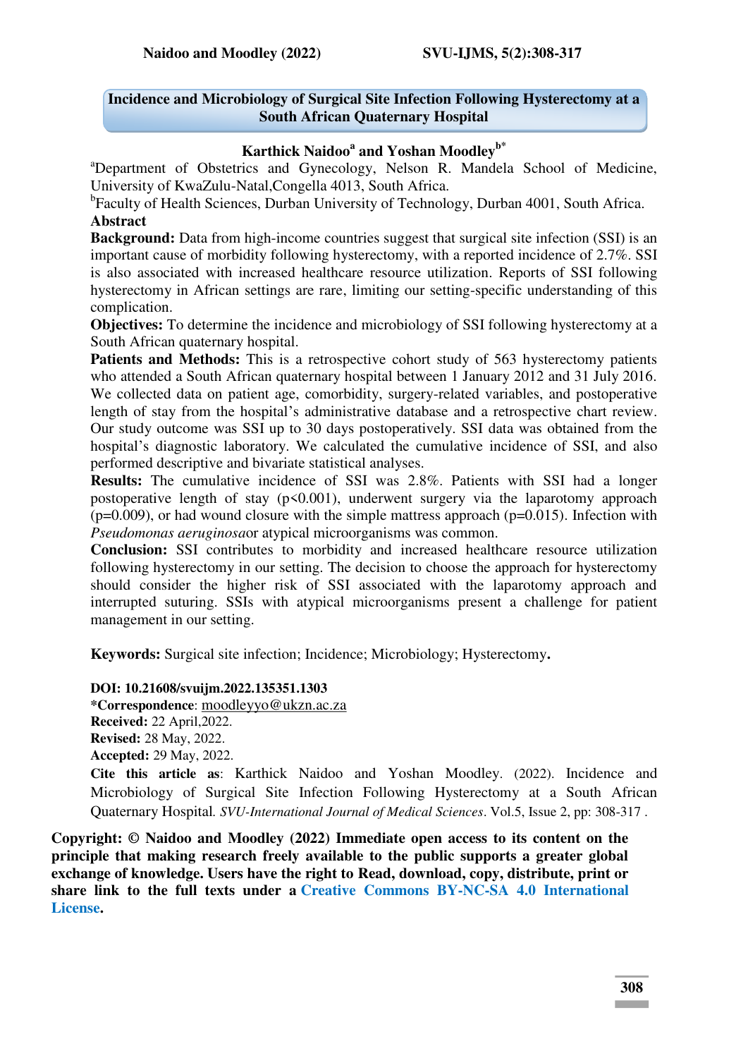# Incidence and Microbiology of Surgical Site Infection Following Hysterectomy at a South African Quaternary Hospital

**Karthick Naidoo[a] and Yoshan Moodley[b*]**

[a]Department of Obstetrics and Gynecology, Nelson R. Mandela School of Medicine, University of KwaZulu-Natal,Congella 4013, South Africa.

[b]Faculty of Health Sciences, Durban University of Technology, Durban 4001, South Africa.

## Abstract

**Background:** Data from high-income countries suggest that surgical site infection (SSI) is an important cause of morbidity following hysterectomy, with a reported incidence of 2.7%. SSI is also associated with increased healthcare resource utilization. Reports of SSI following hysterectomy in African settings are rare, limiting our setting-specific understanding of this complication.

**Objectives:** To determine the incidence and microbiology of SSI following hysterectomy at a South African quaternary hospital.

**Patients and Methods:** This is a retrospective cohort study of 563 hysterectomy patients who attended a South African quaternary hospital between 1 January 2012 and 31 July 2016. We collected data on patient age, comorbidity, surgery-related variables, and postoperative length of stay from the hospital's administrative database and a retrospective chart review. Our study outcome was SSI up to 30 days postoperatively. SSI data was obtained from the hospital's diagnostic laboratory. We calculated the cumulative incidence of SSI, and also performed descriptive and bivariate statistical analyses.

**Results:** The cumulative incidence of SSI was 2.8%. Patients with SSI had a longer postoperative length of stay ($p<0.001$), underwent surgery via the laparotomy approach ($p=0.009$), or had wound closure with the simple mattress approach ($p=0.015$). Infection with *Pseudomonas aeruginosa*or atypical microorganisms was common.

**Conclusion:** SSI contributes to morbidity and increased healthcare resource utilization following hysterectomy in our setting. The decision to choose the approach for hysterectomy should consider the higher risk of SSI associated with the laparotomy approach and interrupted suturing. SSIs with atypical microorganisms present a challenge for patient management in our setting.

**Keywords:** Surgical site infection; Incidence; Microbiology; Hysterectomy**.**

**DOI: 10.21608/svuijm.2022.135351.1303**

***Correspondence**: moodleyyo@ukzn.ac.za

**Received:** 22 April,2022.

**Revised:** 28 May, 2022.

**Accepted:** 29 May, 2022.

**Cite this article as**: Karthick Naidoo and Yoshan Moodley. (2022). Incidence and Microbiology of Surgical Site Infection Following Hysterectomy at a South African Quaternary Hospital. *SVU-International Journal of Medical Sciences*. Vol.5, Issue 2, pp: 308-317 .

**Copyright: © Naidoo and Moodley (2022) Immediate open access to its content on the principle that making research freely available to the public supports a greater global exchange of knowledge. Users have the right to Read, download, copy, distribute, print or share link to the full texts under a Creative Commons BY-NC-SA 4.0 International License.**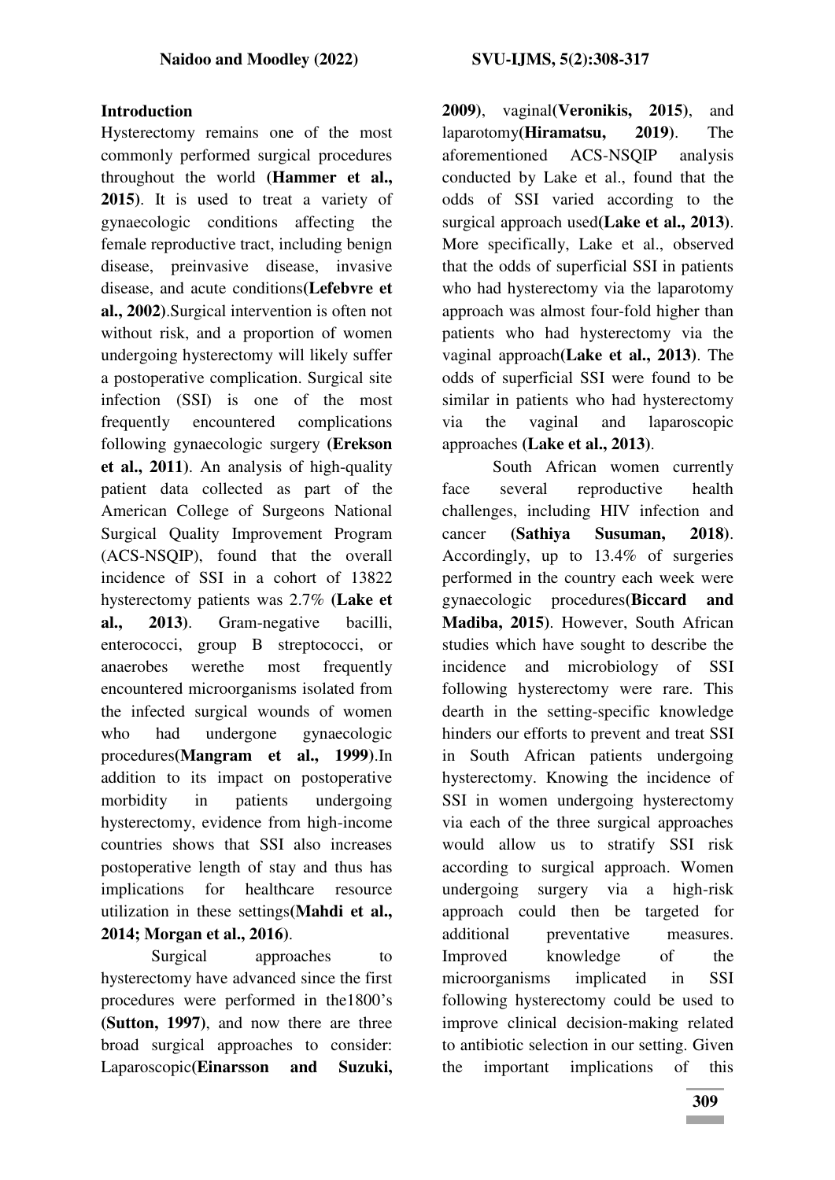## Introduction

Hysterectomy remains one of the most commonly performed surgical procedures throughout the world **(Hammer et al., 2015)**. It is used to treat a variety of gynaecologic conditions affecting the female reproductive tract, including benign disease, preinvasive disease, invasive disease, and acute conditions**(Lefebvre et al., 2002)**.Surgical intervention is often not without risk, and a proportion of women undergoing hysterectomy will likely suffer a postoperative complication. Surgical site infection (SSI) is one of the most frequently encountered complications following gynaecologic surgery **(Erekson et al., 2011)**. An analysis of high-quality patient data collected as part of the American College of Surgeons National Surgical Quality Improvement Program (ACS-NSQIP), found that the overall incidence of SSI in a cohort of 13822 hysterectomy patients was 2.7% **(Lake et al., 2013)**. Gram-negative bacilli, enterococci, group B streptococci, or anaerobes werethe most frequently encountered microorganisms isolated from the infected surgical wounds of women who had undergone gynaecologic procedures**(Mangram et al., 1999)**.In addition to its impact on postoperative morbidity in patients undergoing hysterectomy, evidence from high-income countries shows that SSI also increases postoperative length of stay and thus has implications for healthcare resource utilization in these settings**(Mahdi et al., 2014; Morgan et al., 2016)**.

Surgical approaches to hysterectomy have advanced since the first procedures were performed in the1800's **(Sutton, 1997)**, and now there are three broad surgical approaches to consider: Laparoscopic**(Einarsson and Suzuki, 2009)**, vaginal**(Veronikis, 2015)**, and laparotomy**(Hiramatsu, 2019)**. The aforementioned ACS-NSQIP analysis conducted by Lake et al., found that the odds of SSI varied according to the surgical approach used**(Lake et al., 2013)**. More specifically, Lake et al., observed that the odds of superficial SSI in patients who had hysterectomy via the laparotomy approach was almost four-fold higher than patients who had hysterectomy via the vaginal approach**(Lake et al., 2013)**. The odds of superficial SSI were found to be similar in patients who had hysterectomy via the vaginal and laparoscopic approaches **(Lake et al., 2013)**.

South African women currently face several reproductive health challenges, including HIV infection and cancer **(Sathiya Susuman, 2018)**. Accordingly, up to 13.4% of surgeries performed in the country each week were gynaecologic procedures**(Biccard and Madiba, 2015)**. However, South African studies which have sought to describe the incidence and microbiology of SSI following hysterectomy were rare. This dearth in the setting-specific knowledge hinders our efforts to prevent and treat SSI in South African patients undergoing hysterectomy. Knowing the incidence of SSI in women undergoing hysterectomy via each of the three surgical approaches would allow us to stratify SSI risk according to surgical approach. Women undergoing surgery via a high-risk approach could then be targeted for additional preventative measures. Improved knowledge of the microorganisms implicated in SSI following hysterectomy could be used to improve clinical decision-making related to antibiotic selection in our setting. Given the important implications of this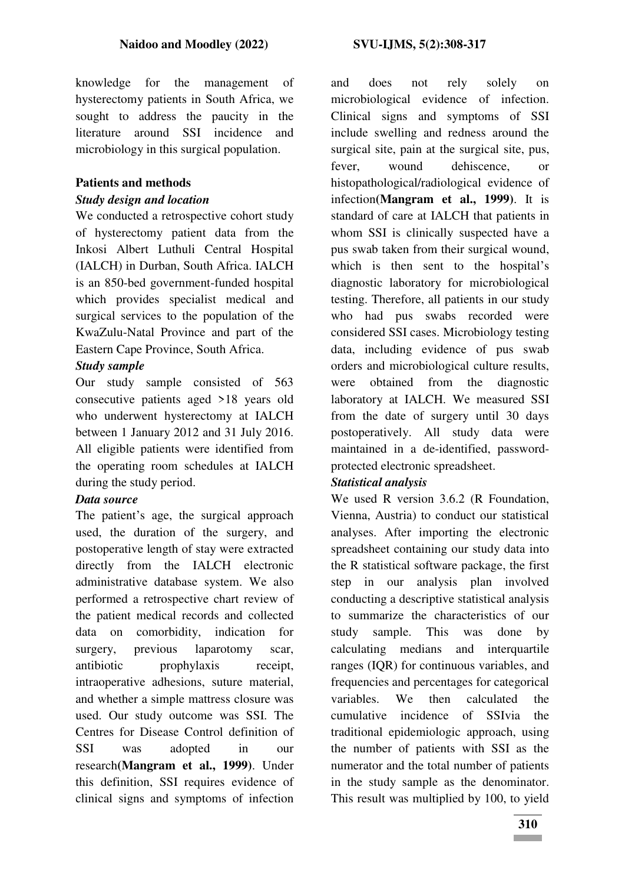knowledge for the management of hysterectomy patients in South Africa, we sought to address the paucity in the literature around SSI incidence and microbiology in this surgical population.

## Patients and methods

### *Study design and location*

We conducted a retrospective cohort study of hysterectomy patient data from the Inkosi Albert Luthuli Central Hospital (IALCH) in Durban, South Africa. IALCH is an 850-bed government-funded hospital which provides specialist medical and surgical services to the population of the KwaZulu-Natal Province and part of the Eastern Cape Province, South Africa.

### *Study sample*

Our study sample consisted of 563 consecutive patients aged >18 years old who underwent hysterectomy at IALCH between 1 January 2012 and 31 July 2016. All eligible patients were identified from the operating room schedules at IALCH during the study period.

### *Data source*

The patient's age, the surgical approach used, the duration of the surgery, and postoperative length of stay were extracted directly from the IALCH electronic administrative database system. We also performed a retrospective chart review of the patient medical records and collected data on comorbidity, indication for surgery, previous laparotomy scar, antibiotic prophylaxis receipt, intraoperative adhesions, suture material, and whether a simple mattress closure was used. Our study outcome was SSI. The Centres for Disease Control definition of SSI was adopted in our research(**Mangram et al., 1999**). Under this definition, SSI requires evidence of clinical signs and symptoms of infection and does not rely solely on microbiological evidence of infection. Clinical signs and symptoms of SSI include swelling and redness around the surgical site, pain at the surgical site, pus, fever, wound dehiscence, or histopathological/radiological evidence of infection(**Mangram et al., 1999**). It is standard of care at IALCH that patients in whom SSI is clinically suspected have a pus swab taken from their surgical wound, which is then sent to the hospital's diagnostic laboratory for microbiological testing. Therefore, all patients in our study who had pus swabs recorded were considered SSI cases. Microbiology testing data, including evidence of pus swab orders and microbiological culture results, were obtained from the diagnostic laboratory at IALCH. We measured SSI from the date of surgery until 30 days postoperatively. All study data were maintained in a de-identified, password-protected electronic spreadsheet.

### *Statistical analysis*

We used R version 3.6.2 (R Foundation, Vienna, Austria) to conduct our statistical analyses. After importing the electronic spreadsheet containing our study data into the R statistical software package, the first step in our analysis plan involved conducting a descriptive statistical analysis to summarize the characteristics of our study sample. This was done by calculating medians and interquartile ranges (IQR) for continuous variables, and frequencies and percentages for categorical variables. We then calculated the cumulative incidence of SSIvia the traditional epidemiologic approach, using the number of patients with SSI as the numerator and the total number of patients in the study sample as the denominator. This result was multiplied by 100, to yield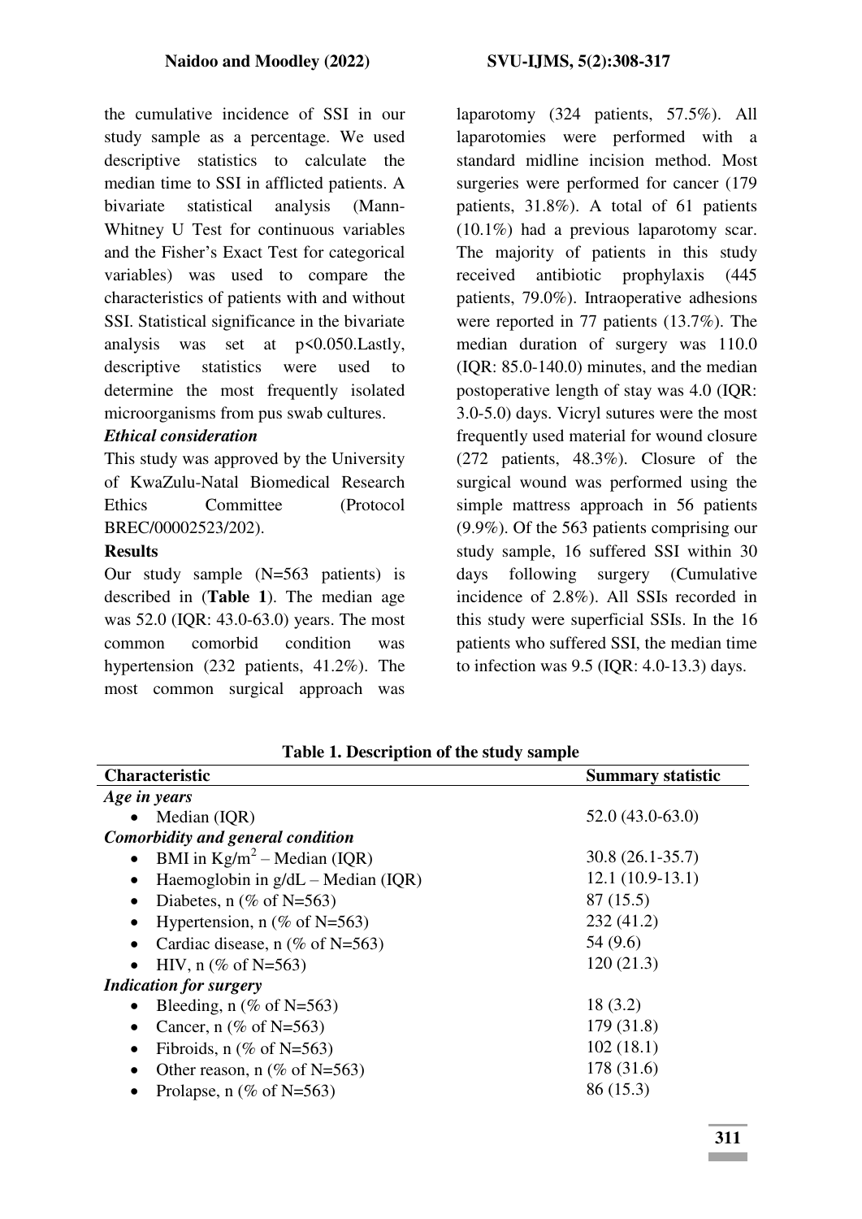the cumulative incidence of SSI in our study sample as a percentage. We used descriptive statistics to calculate the median time to SSI in afflicted patients. A bivariate statistical analysis (Mann-Whitney U Test for continuous variables and the Fisher's Exact Test for categorical variables) was used to compare the characteristics of patients with and without SSI. Statistical significance in the bivariate analysis was set at $p<0.050$.Lastly, descriptive statistics were used to determine the most frequently isolated microorganisms from pus swab cultures.

***Ethical consideration***

This study was approved by the University of KwaZulu-Natal Biomedical Research Ethics Committee (Protocol BREC/00002523/202).

**Results**

Our study sample (N=563 patients) is described in (**Table 1**). The median age was 52.0 (IQR: 43.0-63.0) years. The most common comorbid condition was hypertension (232 patients, 41.2%). The most common surgical approach was laparotomy (324 patients, 57.5%). All laparotomies were performed with a standard midline incision method. Most surgeries were performed for cancer (179 patients, 31.8%). A total of 61 patients (10.1%) had a previous laparotomy scar. The majority of patients in this study received antibiotic prophylaxis (445 patients, 79.0%). Intraoperative adhesions were reported in 77 patients (13.7%). The median duration of surgery was 110.0 (IQR: 85.0-140.0) minutes, and the median postoperative length of stay was 4.0 (IQR: 3.0-5.0) days. Vicryl sutures were the most frequently used material for wound closure (272 patients, 48.3%). Closure of the surgical wound was performed using the simple mattress approach in 56 patients (9.9%). Of the 563 patients comprising our study sample, 16 suffered SSI within 30 days following surgery (Cumulative incidence of 2.8%). All SSIs recorded in this study were superficial SSIs. In the 16 patients who suffered SSI, the median time to infection was 9.5 (IQR: 4.0-13.3) days.

**Table 1. Description of the study sample**

| Characteristic | Summary statistic |
|---|---|
| ***Age in years*** | |
| • Median (IQR) | 52.0 (43.0-63.0) |
| ***Comorbidity and general condition*** | |
| • BMI in $Kg/m^2$ – Median (IQR) | 30.8 (26.1-35.7) |
| • Haemoglobin in g/dL – Median (IQR) | 12.1 (10.9-13.1) |
| • Diabetes, n (% of N=563) | 87 (15.5) |
| • Hypertension, n (% of N=563) | 232 (41.2) |
| • Cardiac disease, n (% of N=563) | 54 (9.6) |
| • HIV, n (% of N=563) | 120 (21.3) |
| ***Indication for surgery*** | |
| • Bleeding, n (% of N=563) | 18 (3.2) |
| • Cancer, n (% of N=563) | 179 (31.8) |
| • Fibroids, n (% of N=563) | 102 (18.1) |
| • Other reason, n (% of N=563) | 178 (31.6) |
| • Prolapse, n (% of N=563) | 86 (15.3) |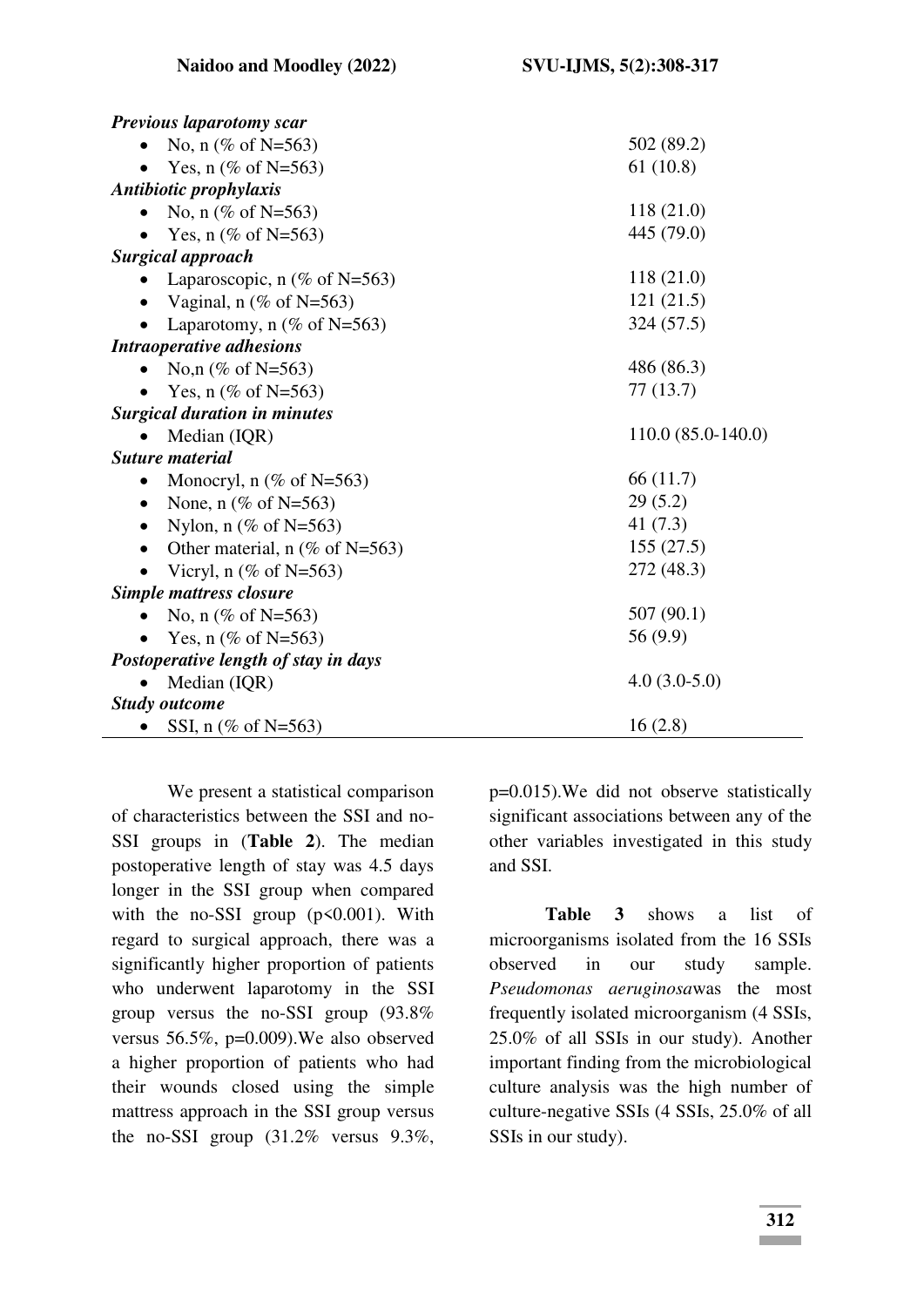| | |
|---|---|
| ***Previous laparotomy scar*** | |
| • No, n (% of N=563) | 502 (89.2) |
| • Yes, n (% of N=563) | 61 (10.8) |
| ***Antibiotic prophylaxis*** | |
| • No, n (% of N=563) | 118 (21.0) |
| • Yes, n (% of N=563) | 445 (79.0) |
| ***Surgical approach*** | |
| • Laparoscopic, n (% of N=563) | 118 (21.0) |
| • Vaginal, n (% of N=563) | 121 (21.5) |
| • Laparotomy, n (% of N=563) | 324 (57.5) |
| ***Intraoperative adhesions*** | |
| • No,n (% of N=563) | 486 (86.3) |
| • Yes, n (% of N=563) | 77 (13.7) |
| ***Surgical duration in minutes*** | |
| • Median (IQR) | 110.0 (85.0-140.0) |
| ***Suture material*** | |
| • Monocryl, n (% of N=563) | 66 (11.7) |
| • None, n (% of N=563) | 29 (5.2) |
| • Nylon, n (% of N=563) | 41 (7.3) |
| • Other material, n (% of N=563) | 155 (27.5) |
| • Vicryl, n (% of N=563) | 272 (48.3) |
| ***Simple mattress closure*** | |
| • No, n (% of N=563) | 507 (90.1) |
| • Yes, n (% of N=563) | 56 (9.9) |
| ***Postoperative length of stay in days*** | |
| • Median (IQR) | 4.0 (3.0-5.0) |
| ***Study outcome*** | |
| • SSI, n (% of N=563) | 16 (2.8) |

We present a statistical comparison of characteristics between the SSI and no-SSI groups in (**Table 2**). The median postoperative length of stay was 4.5 days longer in the SSI group when compared with the no-SSI group ($p<0.001$). With regard to surgical approach, there was a significantly higher proportion of patients who underwent laparotomy in the SSI group versus the no-SSI group (93.8% versus 56.5%, $p=0.009$).We also observed a higher proportion of patients who had their wounds closed using the simple mattress approach in the SSI group versus the no-SSI group (31.2% versus 9.3%, $p=0.015$).We did not observe statistically significant associations between any of the other variables investigated in this study and SSI.

**Table 3** shows a list of microorganisms isolated from the 16 SSIs observed in our study sample. *Pseudomonas aeruginosa*was the most frequently isolated microorganism (4 SSIs, 25.0% of all SSIs in our study). Another important finding from the microbiological culture analysis was the high number of culture-negative SSIs (4 SSIs, 25.0% of all SSIs in our study).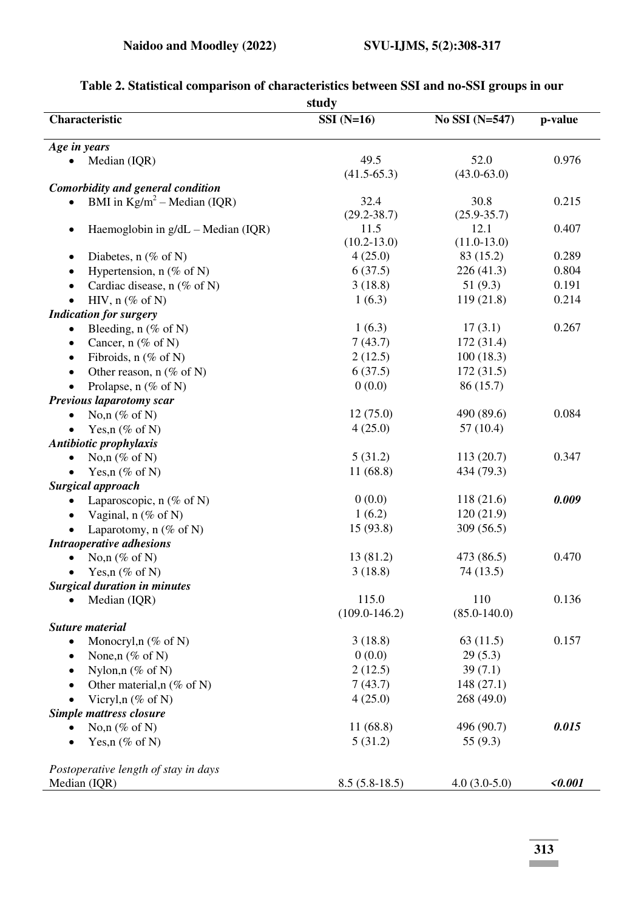**Table 2. Statistical comparison of characteristics between SSI and no-SSI groups in our study**

| Characteristic | SSI (N=16) | No SSI (N=547) | p-value |
|---|---|---|---|
| ***Age in years*** | | | |
| • Median (IQR) | 49.5 (41.5-65.3) | 52.0 (43.0-63.0) | 0.976 |
| ***Comorbidity and general condition*** | | | |
| • BMI in $Kg/m^2$ – Median (IQR) | 32.4 (29.2-38.7) | 30.8 (25.9-35.7) | 0.215 |
| • Haemoglobin in g/dL – Median (IQR) | 11.5 (10.2-13.0) | 12.1 (11.0-13.0) | 0.407 |
| • Diabetes, n (% of N) | 4 (25.0) | 83 (15.2) | 0.289 |
| • Hypertension, n (% of N) | 6 (37.5) | 226 (41.3) | 0.804 |
| • Cardiac disease, n (% of N) | 3 (18.8) | 51 (9.3) | 0.191 |
| • HIV, n (% of N) | 1 (6.3) | 119 (21.8) | 0.214 |
| ***Indication for surgery*** | | | |
| • Bleeding, n (% of N) | 1 (6.3) | 17 (3.1) | 0.267 |
| • Cancer, n (% of N) | 7 (43.7) | 172 (31.4) | |
| • Fibroids, n (% of N) | 2 (12.5) | 100 (18.3) | |
| • Other reason, n (% of N) | 6 (37.5) | 172 (31.5) | |
| • Prolapse, n (% of N) | 0 (0.0) | 86 (15.7) | |
| ***Previous laparotomy scar*** | | | |
| • No,n (% of N) | 12 (75.0) | 490 (89.6) | 0.084 |
| • Yes,n (% of N) | 4 (25.0) | 57 (10.4) | |
| ***Antibiotic prophylaxis*** | | | |
| • No,n (% of N) | 5 (31.2) | 113 (20.7) | 0.347 |
| • Yes,n (% of N) | 11 (68.8) | 434 (79.3) | |
| ***Surgical approach*** | | | |
| • Laparoscopic, n (% of N) | 0 (0.0) | 118 (21.6) | ***0.009*** |
| • Vaginal, n (% of N) | 1 (6.2) | 120 (21.9) | |
| • Laparotomy, n (% of N) | 15 (93.8) | 309 (56.5) | |
| ***Intraoperative adhesions*** | | | |
| • No,n (% of N) | 13 (81.2) | 473 (86.5) | 0.470 |
| • Yes,n (% of N) | 3 (18.8) | 74 (13.5) | |
| ***Surgical duration in minutes*** | | | |
| • Median (IQR) | 115.0 (109.0-146.2) | 110 (85.0-140.0) | 0.136 |
| ***Suture material*** | | | |
| • Monocryl,n (% of N) | 3 (18.8) | 63 (11.5) | 0.157 |
| • None,n (% of N) | 0 (0.0) | 29 (5.3) | |
| • Nylon,n (% of N) | 2 (12.5) | 39 (7.1) | |
| • Other material,n (% of N) | 7 (43.7) | 148 (27.1) | |
| • Vicryl,n (% of N) | 4 (25.0) | 268 (49.0) | |
| ***Simple mattress closure*** | | | |
| • No,n (% of N) | 11 (68.8) | 496 (90.7) | ***0.015*** |
| • Yes,n (% of N) | 5 (31.2) | 55 (9.3) | |
| *Postoperative length of stay in days* | | | |
| Median (IQR) | 8.5 (5.8-18.5) | 4.0 (3.0-5.0) | ***<0.001*** |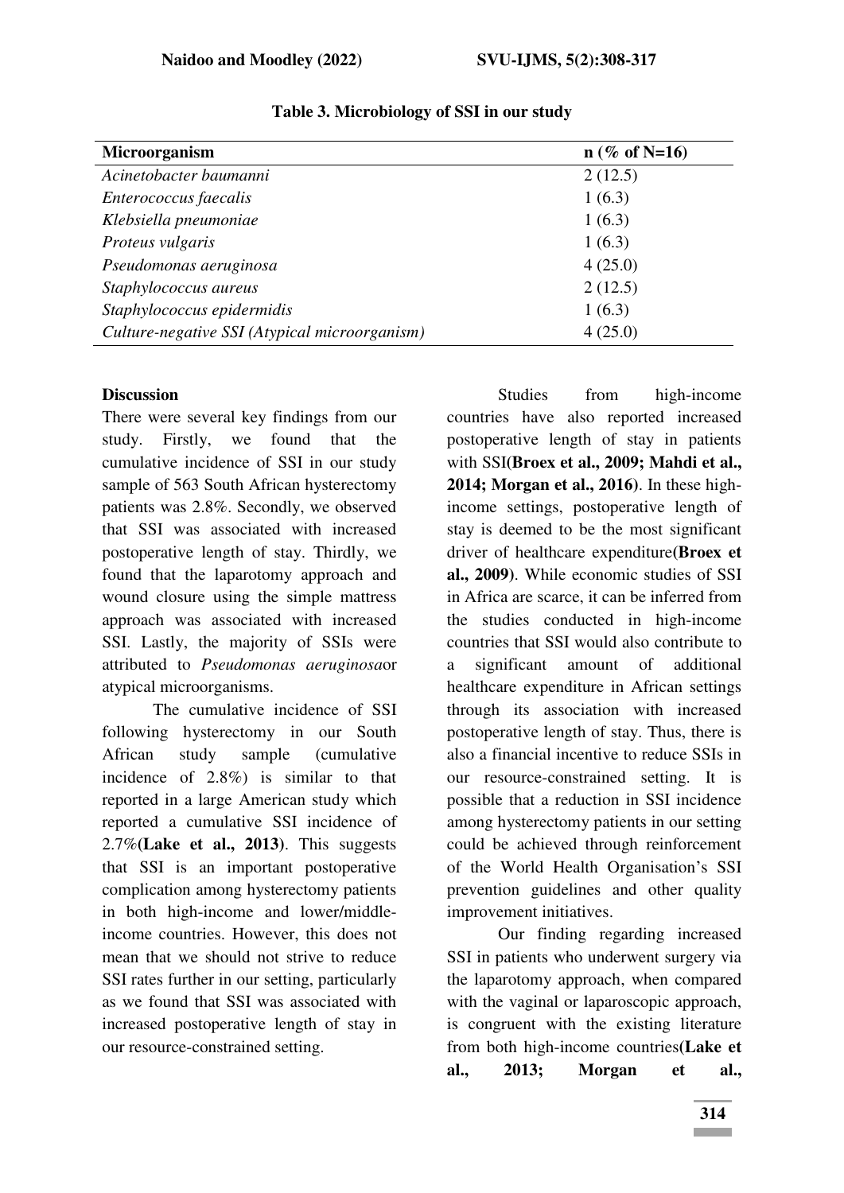**Table 3. Microbiology of SSI in our study**

| Microorganism | n (% of N=16) |
|---|---|
| *Acinetobacter baumanni* | 2 (12.5) |
| *Enterococcus faecalis* | 1 (6.3) |
| *Klebsiella pneumoniae* | 1 (6.3) |
| *Proteus vulgaris* | 1 (6.3) |
| *Pseudomonas aeruginosa* | 4 (25.0) |
| *Staphylococcus aureus* | 2 (12.5) |
| *Staphylococcus epidermidis* | 1 (6.3) |
| *Culture-negative SSI (Atypical microorganism)* | 4 (25.0) |

## Discussion

There were several key findings from our study. Firstly, we found that the cumulative incidence of SSI in our study sample of 563 South African hysterectomy patients was 2.8%. Secondly, we observed that SSI was associated with increased postoperative length of stay. Thirdly, we found that the laparotomy approach and wound closure using the simple mattress approach was associated with increased SSI. Lastly, the majority of SSIs were attributed to *Pseudomonas aeruginosa*or atypical microorganisms.

The cumulative incidence of SSI following hysterectomy in our South African study sample (cumulative incidence of 2.8%) is similar to that reported in a large American study which reported a cumulative SSI incidence of 2.7%(**Lake et al., 2013**). This suggests that SSI is an important postoperative complication among hysterectomy patients in both high-income and lower/middle-income countries. However, this does not mean that we should not strive to reduce SSI rates further in our setting, particularly as we found that SSI was associated with increased postoperative length of stay in our resource-constrained setting.

Studies from high-income countries have also reported increased postoperative length of stay in patients with SSI(**Broex et al., 2009; Mahdi et al., 2014; Morgan et al., 2016**). In these high-income settings, postoperative length of stay is deemed to be the most significant driver of healthcare expenditure**(Broex et al., 2009)**. While economic studies of SSI in Africa are scarce, it can be inferred from the studies conducted in high-income countries that SSI would also contribute to a significant amount of additional healthcare expenditure in African settings through its association with increased postoperative length of stay. Thus, there is also a financial incentive to reduce SSIs in our resource-constrained setting. It is possible that a reduction in SSI incidence among hysterectomy patients in our setting could be achieved through reinforcement of the World Health Organisation's SSI prevention guidelines and other quality improvement initiatives.

Our finding regarding increased SSI in patients who underwent surgery via the laparotomy approach, when compared with the vaginal or laparoscopic approach, is congruent with the existing literature from both high-income countries(**Lake et al., 2013; Morgan et al.,**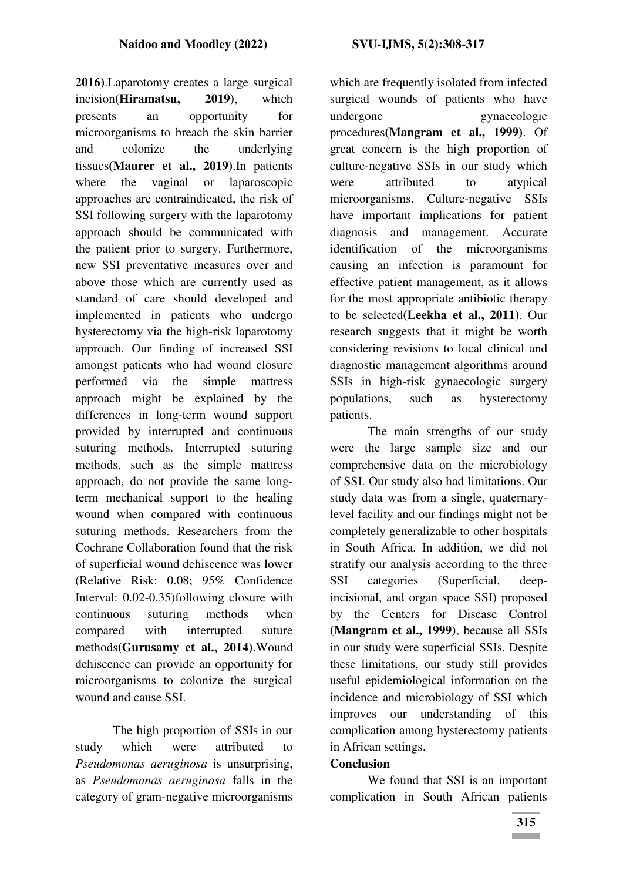**2016)**.Laparotomy creates a large surgical incision**(Hiramatsu, 2019)**, which presents an opportunity for microorganisms to breach the skin barrier and colonize the underlying tissues**(Maurer et al., 2019)**.In patients where the vaginal or laparoscopic approaches are contraindicated, the risk of SSI following surgery with the laparotomy approach should be communicated with the patient prior to surgery. Furthermore, new SSI preventative measures over and above those which are currently used as standard of care should developed and implemented in patients who undergo hysterectomy via the high-risk laparotomy approach. Our finding of increased SSI amongst patients who had wound closure performed via the simple mattress approach might be explained by the differences in long-term wound support provided by interrupted and continuous suturing methods. Interrupted suturing methods, such as the simple mattress approach, do not provide the same long-term mechanical support to the healing wound when compared with continuous suturing methods. Researchers from the Cochrane Collaboration found that the risk of superficial wound dehiscence was lower (Relative Risk: 0.08; 95% Confidence Interval: 0.02-0.35)following closure with continuous suturing methods when compared with interrupted suture methods**(Gurusamy et al., 2014)**.Wound dehiscence can provide an opportunity for microorganisms to colonize the surgical wound and cause SSI.

The high proportion of SSIs in our study which were attributed to *Pseudomonas aeruginosa* is unsurprising, as *Pseudomonas aeruginosa* falls in the category of gram-negative microorganisms which are frequently isolated from infected surgical wounds of patients who have undergone gynaecologic procedures**(Mangram et al., 1999)**. Of great concern is the high proportion of culture-negative SSIs in our study which were attributed to atypical microorganisms. Culture-negative SSIs have important implications for patient diagnosis and management. Accurate identification of the microorganisms causing an infection is paramount for effective patient management, as it allows for the most appropriate antibiotic therapy to be selected**(Leekha et al., 2011)**. Our research suggests that it might be worth considering revisions to local clinical and diagnostic management algorithms around SSIs in high-risk gynaecologic surgery populations, such as hysterectomy patients.

The main strengths of our study were the large sample size and our comprehensive data on the microbiology of SSI. Our study also had limitations. Our study data was from a single, quaternary-level facility and our findings might not be completely generalizable to other hospitals in South Africa. In addition, we did not stratify our analysis according to the three SSI categories (Superficial, deep-incisional, and organ space SSI) proposed by the Centers for Disease Control **(Mangram et al., 1999)**, because all SSIs in our study were superficial SSIs. Despite these limitations, our study still provides useful epidemiological information on the incidence and microbiology of SSI which improves our understanding of this complication among hysterectomy patients in African settings.

## Conclusion

We found that SSI is an important complication in South African patients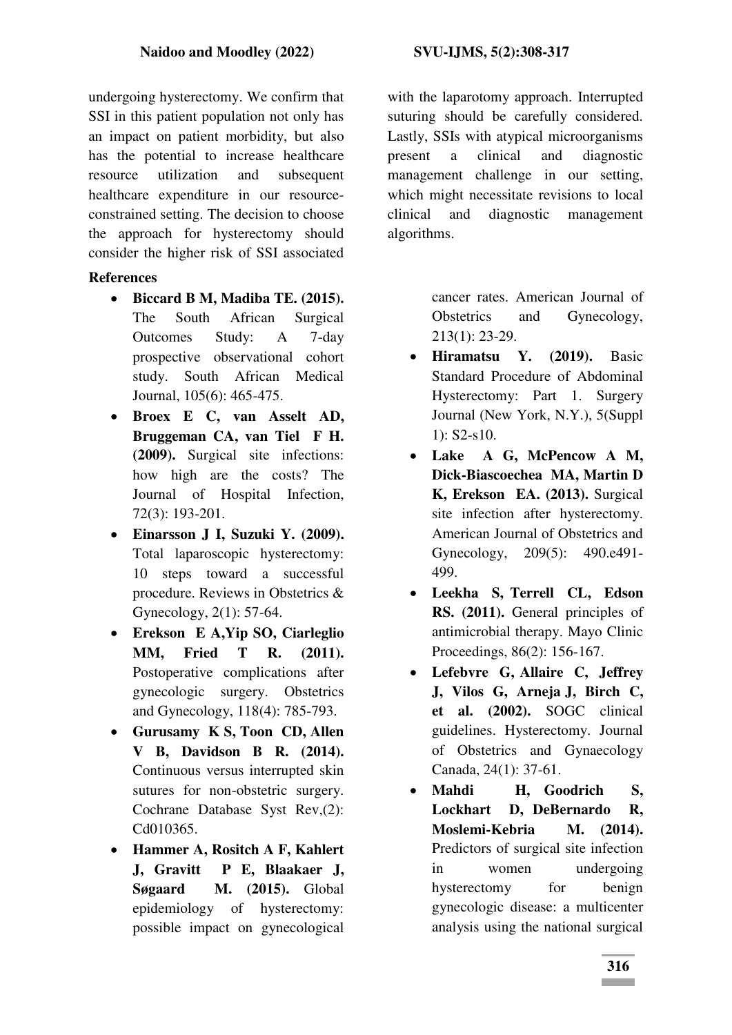undergoing hysterectomy. We confirm that SSI in this patient population not only has an impact on patient morbidity, but also has the potential to increase healthcare resource utilization and subsequent healthcare expenditure in our resource-constrained setting. The decision to choose the approach for hysterectomy should consider the higher risk of SSI associated with the laparotomy approach. Interrupted suturing should be carefully considered. Lastly, SSIs with atypical microorganisms present a clinical and diagnostic management challenge in our setting, which might necessitate revisions to local clinical and diagnostic management algorithms.

**References**

- **Biccard B M, Madiba TE. (2015).** The South African Surgical Outcomes Study: A 7-day prospective observational cohort study. South African Medical Journal, 105(6): 465-475.
- **Broex E C, van Asselt AD, Bruggeman CA, van Tiel F H. (2009).** Surgical site infections: how high are the costs? The Journal of Hospital Infection, 72(3): 193-201.
- **Einarsson J I, Suzuki Y. (2009).** Total laparoscopic hysterectomy: 10 steps toward a successful procedure. Reviews in Obstetrics & Gynecology, 2(1): 57-64.
- **Erekson E A,Yip SO, Ciarleglio MM, Fried T R. (2011).** Postoperative complications after gynecologic surgery. Obstetrics and Gynecology, 118(4): 785-793.
- **Gurusamy K S, Toon CD, Allen V B, Davidson B R. (2014).** Continuous versus interrupted skin sutures for non-obstetric surgery. Cochrane Database Syst Rev,(2): Cd010365.
- **Hammer A, Rositch A F, Kahlert J, Gravitt P E, Blaakaer J, Søgaard M. (2015).** Global epidemiology of hysterectomy: possible impact on gynecological cancer rates. American Journal of Obstetrics and Gynecology, 213(1): 23-29.
- **Hiramatsu Y. (2019).** Basic Standard Procedure of Abdominal Hysterectomy: Part 1. Surgery Journal (New York, N.Y.), 5(Suppl 1): S2-s10.
- **Lake A G, McPencow A M, Dick-Biascoechea MA, Martin D K, Erekson EA. (2013).** Surgical site infection after hysterectomy. American Journal of Obstetrics and Gynecology, 209(5): 490.e491-499.
- **Leekha S, Terrell CL, Edson RS. (2011).** General principles of antimicrobial therapy. Mayo Clinic Proceedings, 86(2): 156-167.
- **Lefebvre G, Allaire C, Jeffrey J, Vilos G, Arneja J, Birch C, et al. (2002).** SOGC clinical guidelines. Hysterectomy. Journal of Obstetrics and Gynaecology Canada, 24(1): 37-61.
- **Mahdi H, Goodrich S, Lockhart D, DeBernardo R, Moslemi-Kebria M. (2014).** Predictors of surgical site infection in women undergoing hysterectomy for benign gynecologic disease: a multicenter analysis using the national surgical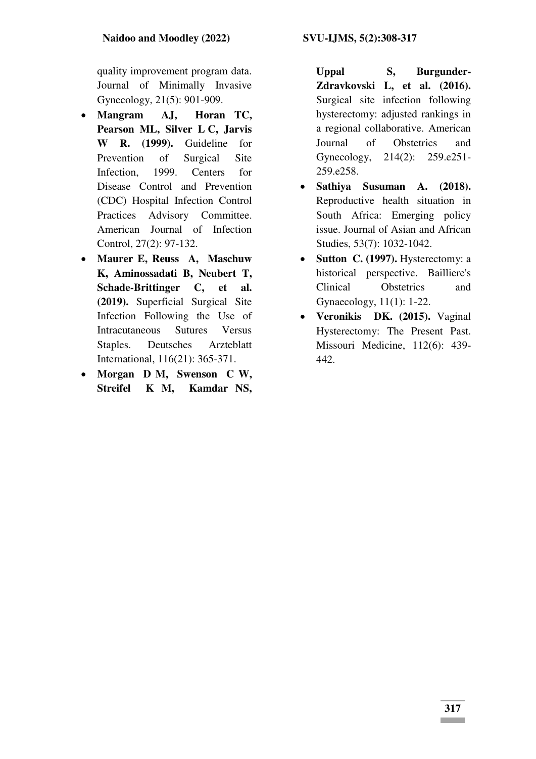quality improvement program data. Journal of Minimally Invasive Gynecology, 21(5): 901-909.

- **Mangram AJ, Horan TC, Pearson ML, Silver L C, Jarvis W R. (1999).** Guideline for Prevention of Surgical Site Infection, 1999. Centers for Disease Control and Prevention (CDC) Hospital Infection Control Practices Advisory Committee. American Journal of Infection Control, 27(2): 97-132.
- **Maurer E, Reuss A, Maschuw K, Aminossadati B, Neubert T, Schade-Brittinger C, et al. (2019).** Superficial Surgical Site Infection Following the Use of Intracutaneous Sutures Versus Staples. Deutsches Arzteblatt International, 116(21): 365-371.
- **Morgan D M, Swenson C W, Streifel K M, Kamdar NS, Uppal S, Burgunder-Zdravkovski L, et al. (2016).** Surgical site infection following hysterectomy: adjusted rankings in a regional collaborative. American Journal of Obstetrics and Gynecology, 214(2): 259.e251-259.e258.
- **Sathiya Susuman A. (2018).** Reproductive health situation in South Africa: Emerging policy issue. Journal of Asian and African Studies, 53(7): 1032-1042.
- **Sutton C. (1997).** Hysterectomy: a historical perspective. Bailliere's Clinical Obstetrics and Gynaecology, 11(1): 1-22.
- **Veronikis DK. (2015).** Vaginal Hysterectomy: The Present Past. Missouri Medicine, 112(6): 439-442.